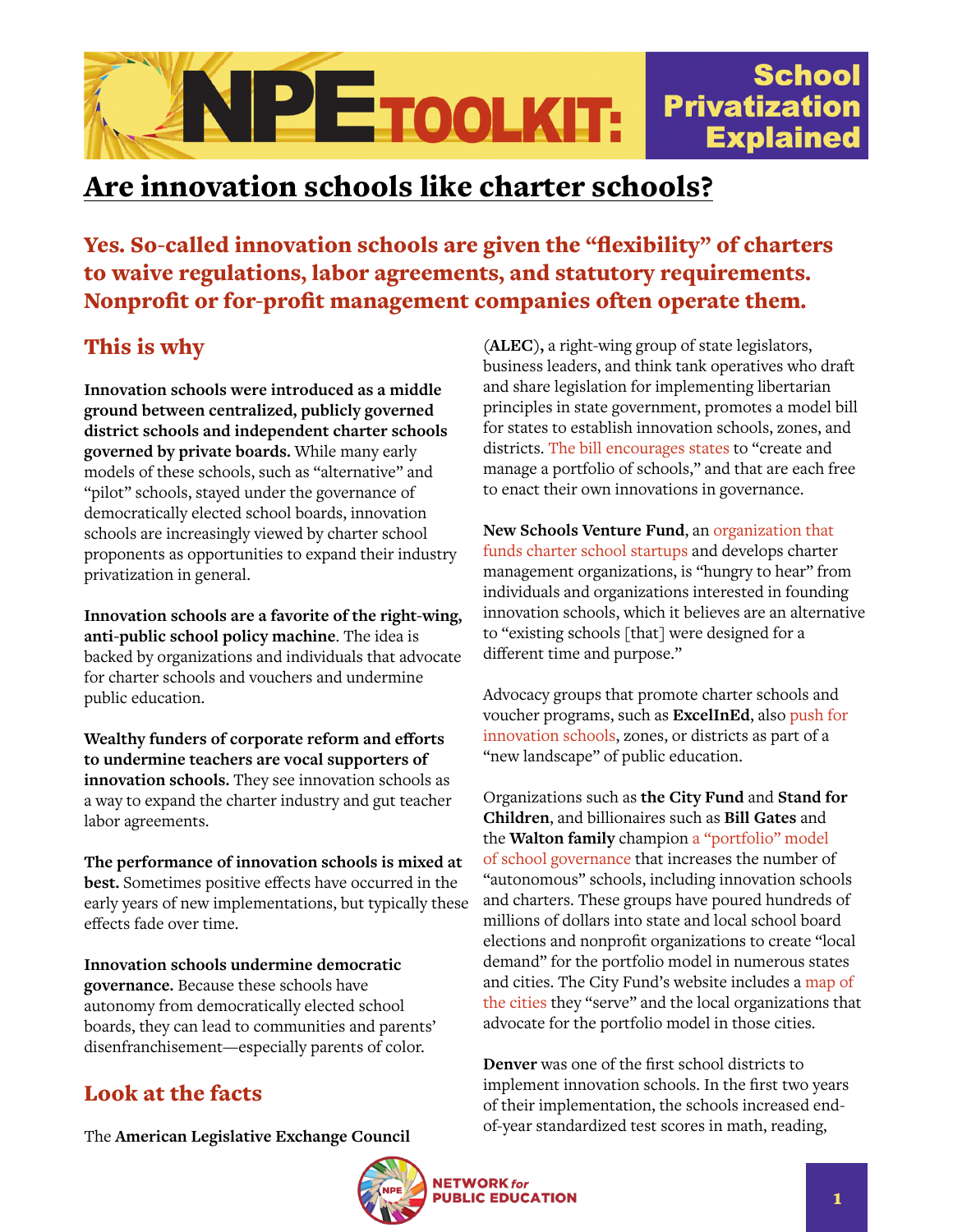# NPE TOOLKIT: School Privatization Explained

## Are innovation schools like charter schools?

### Yes. So-called innovation schools are given the "flexibility" of charters to waive regulations, labor agreements, and statutory requirements. Nonprofit or for-profit management companies often operate them.

## This is why

**Innovation schools were introduced as a middle ground between centralized, publicly governed district schools and independent charter schools governed by private boards.** While many early models of these schools, such as "alternative" and "pilot" schools, stayed under the governance of democratically elected school boards, innovation schools are increasingly viewed by charter school proponents as opportunities to expand their industry privatization in general.

**Innovation schools are a favorite of the right-wing, anti-public school policy machine**. The idea is backed by organizations and individuals that advocate for charter schools and vouchers and undermine public education.

**Wealthy funders of corporate reform and efforts to undermine teachers are vocal supporters of innovation schools.** They see innovation schools as a way to expand the charter industry and gut teacher labor agreements.

**The performance of innovation schools is mixed at best.** Sometimes positive effects have occurred in the early years of new implementations, but typically these effects fade over time.

**Innovation schools undermine democratic governance.** Because these schools have autonomy from democratically elected school boards, they can lead to communities and parents' disenfranchisement—especially parents of color.

## Look at the facts

The **American Legislative Exchange Council** (**ALEC**), a right-wing group of state legislators, business leaders, and think tank operatives who draft and share legislation for implementing libertarian principles in state government, promotes a model bill for states to establish innovation schools, zones, and districts. The bill encourages states to "create and manage a portfolio of schools," and that are each free to enact their own innovations in governance.

**New Schools Venture Fund**, an organization that funds charter school startups and develops charter management organizations, is "hungry to hear" from individuals and organizations interested in founding innovation schools, which it believes are an alternative to "existing schools [that] were designed for a different time and purpose."

Advocacy groups that promote charter schools and voucher programs, such as **ExcelInEd**, also push for innovation schools, zones, or districts as part of a "new landscape" of public education.

Organizations such as **the City Fund** and **Stand for Children**, and billionaires such as **Bill Gates** and the **Walton family** champion a "portfolio" model of school governance that increases the number of "autonomous" schools, including innovation schools and charters. These groups have poured hundreds of millions of dollars into state and local school board elections and nonprofit organizations to create "local demand" for the portfolio model in numerous states and cities. The City Fund's website includes a map of the cities they "serve" and the local organizations that advocate for the portfolio model in those cities.

**Denver** was one of the first school districts to implement innovation schools. In the first two years of their implementation, the schools increased end-of-year standardized test scores in math, reading,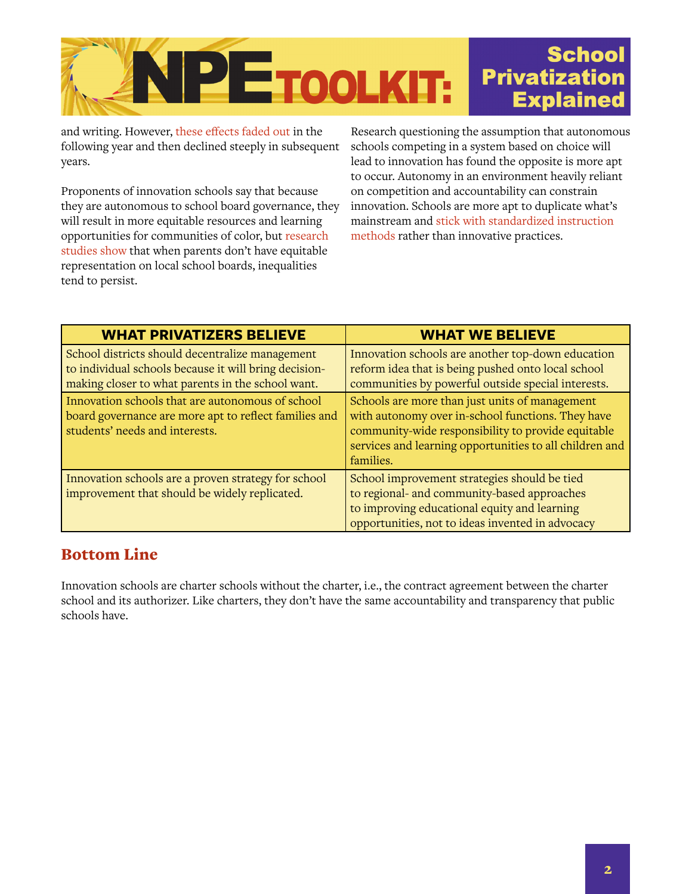and writing. However, these effects faded out in the following year and then declined steeply in subsequent years.

Proponents of innovation schools say that because they are autonomous to school board governance, they will result in more equitable resources and learning opportunities for communities of color, but research studies show that when parents don't have equitable representation on local school boards, inequalities tend to persist.

Research questioning the assumption that autonomous schools competing in a system based on choice will lead to innovation has found the opposite is more apt to occur. Autonomy in an environment heavily reliant on competition and accountability can constrain innovation. Schools are more apt to duplicate what's mainstream and stick with standardized instruction methods rather than innovative practices.

| WHAT PRIVATIZERS BELIEVE | WHAT WE BELIEVE |
|---|---|
| School districts should decentralize management to individual schools because it will bring decision-making closer to what parents in the school want. | Innovation schools are another top-down education reform idea that is being pushed onto local school communities by powerful outside special interests. |
| Innovation schools that are autonomous of school board governance are more apt to reflect families and students' needs and interests. | Schools are more than just units of management with autonomy over in-school functions. They have community-wide responsibility to provide equitable services and learning opportunities to all children and families. |
| Innovation schools are a proven strategy for school improvement that should be widely replicated. | School improvement strategies should be tied to regional- and community-based approaches to improving educational equity and learning opportunities, not to ideas invented in advocacy |

## Bottom Line

Innovation schools are charter schools without the charter, i.e., the contract agreement between the charter school and its authorizer. Like charters, they don't have the same accountability and transparency that public schools have.